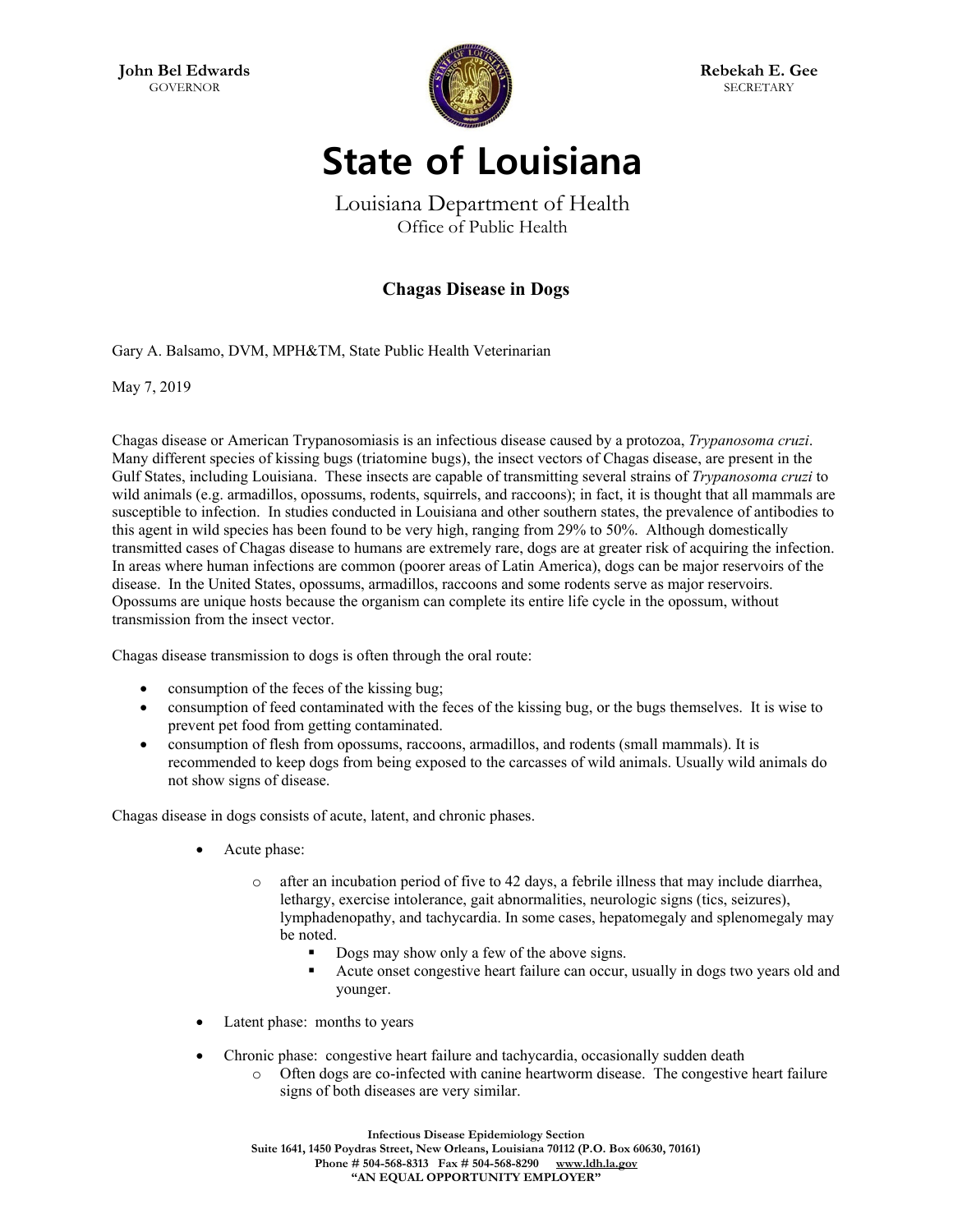**John Bel Edwards**
GOVERNOR

**Rebekah E. Gee**
SECRETARY

# State of Louisiana

Louisiana Department of Health
Office of Public Health

## Chagas Disease in Dogs

Gary A. Balsamo, DVM, MPH&TM, State Public Health Veterinarian

May 7, 2019

Chagas disease or American Trypanosomiasis is an infectious disease caused by a protozoa, *Trypanosoma cruzi*. Many different species of kissing bugs (triatomine bugs), the insect vectors of Chagas disease, are present in the Gulf States, including Louisiana. These insects are capable of transmitting several strains of *Trypanosoma cruzi* to wild animals (e.g. armadillos, opossums, rodents, squirrels, and raccoons); in fact, it is thought that all mammals are susceptible to infection. In studies conducted in Louisiana and other southern states, the prevalence of antibodies to this agent in wild species has been found to be very high, ranging from 29% to 50%. Although domestically transmitted cases of Chagas disease to humans are extremely rare, dogs are at greater risk of acquiring the infection. In areas where human infections are common (poorer areas of Latin America), dogs can be major reservoirs of the disease. In the United States, opossums, armadillos, raccoons and some rodents serve as major reservoirs. Opossums are unique hosts because the organism can complete its entire life cycle in the opossum, without transmission from the insect vector.

Chagas disease transmission to dogs is often through the oral route:

- consumption of the feces of the kissing bug;
- consumption of feed contaminated with the feces of the kissing bug, or the bugs themselves. It is wise to prevent pet food from getting contaminated.
- consumption of flesh from opossums, raccoons, armadillos, and rodents (small mammals). It is recommended to keep dogs from being exposed to the carcasses of wild animals. Usually wild animals do not show signs of disease.

Chagas disease in dogs consists of acute, latent, and chronic phases.

- Acute phase:
  - after an incubation period of five to 42 days, a febrile illness that may include diarrhea, lethargy, exercise intolerance, gait abnormalities, neurologic signs (tics, seizures), lymphadenopathy, and tachycardia. In some cases, hepatomegaly and splenomegaly may be noted.
    - Dogs may show only a few of the above signs.
    - Acute onset congestive heart failure can occur, usually in dogs two years old and younger.
- Latent phase: months to years
- Chronic phase: congestive heart failure and tachycardia, occasionally sudden death
  - Often dogs are co-infected with canine heartworm disease. The congestive heart failure signs of both diseases are very similar.

**Infectious Disease Epidemiology Section**
**Suite 1641, 1450 Poydras Street, New Orleans, Louisiana 70112 (P.O. Box 60630, 70161)**
**Phone # 504-568-8313 Fax # 504-568-8290 www.ldh.la.gov**
**"AN EQUAL OPPORTUNITY EMPLOYER"**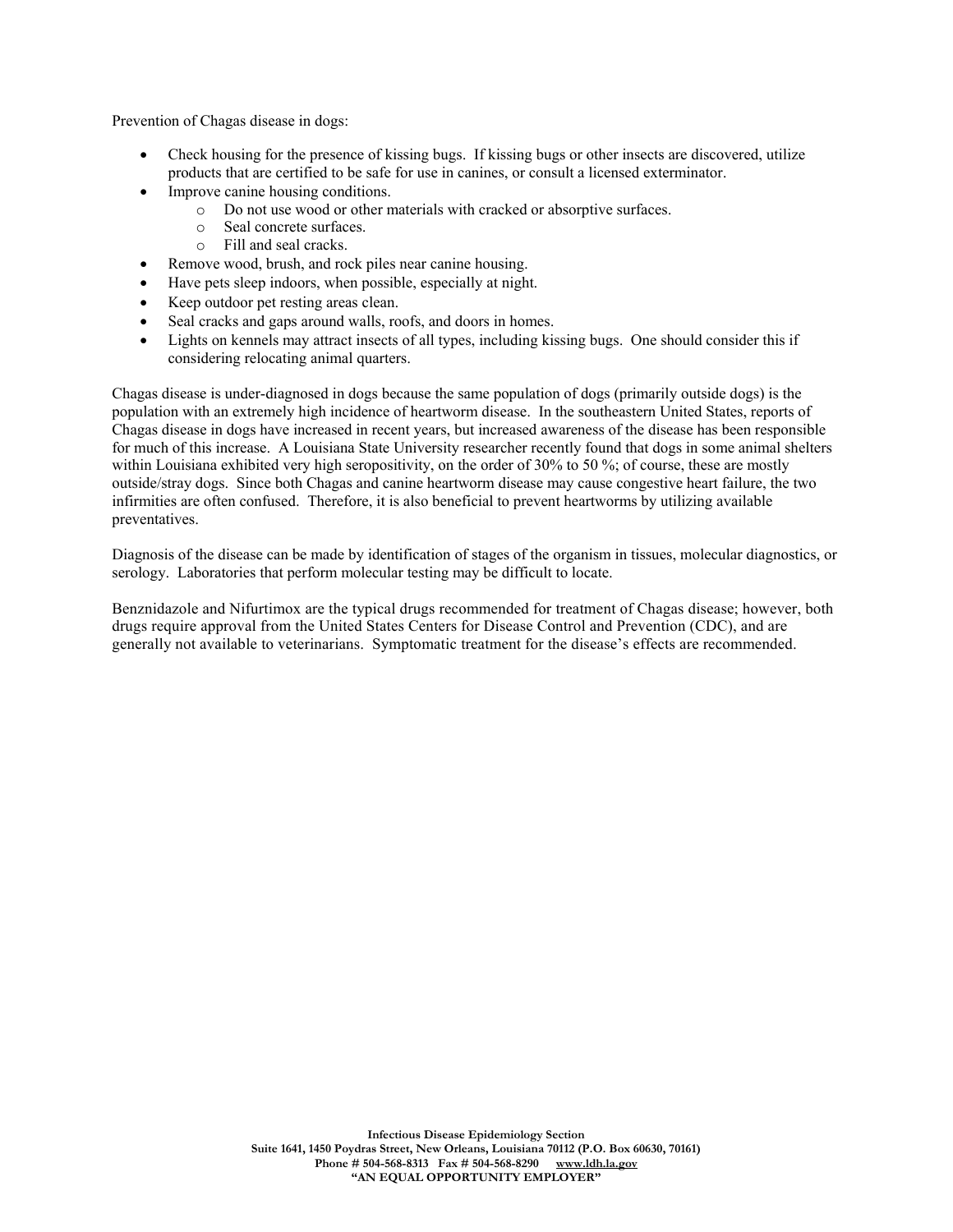Prevention of Chagas disease in dogs:

- Check housing for the presence of kissing bugs. If kissing bugs or other insects are discovered, utilize products that are certified to be safe for use in canines, or consult a licensed exterminator.
- Improve canine housing conditions.
  - Do not use wood or other materials with cracked or absorptive surfaces.
  - Seal concrete surfaces.
  - Fill and seal cracks.
- Remove wood, brush, and rock piles near canine housing.
- Have pets sleep indoors, when possible, especially at night.
- Keep outdoor pet resting areas clean.
- Seal cracks and gaps around walls, roofs, and doors in homes.
- Lights on kennels may attract insects of all types, including kissing bugs. One should consider this if considering relocating animal quarters.

Chagas disease is under-diagnosed in dogs because the same population of dogs (primarily outside dogs) is the population with an extremely high incidence of heartworm disease. In the southeastern United States, reports of Chagas disease in dogs have increased in recent years, but increased awareness of the disease has been responsible for much of this increase. A Louisiana State University researcher recently found that dogs in some animal shelters within Louisiana exhibited very high seropositivity, on the order of 30% to 50 %; of course, these are mostly outside/stray dogs. Since both Chagas and canine heartworm disease may cause congestive heart failure, the two infirmities are often confused. Therefore, it is also beneficial to prevent heartworms by utilizing available preventatives.

Diagnosis of the disease can be made by identification of stages of the organism in tissues, molecular diagnostics, or serology. Laboratories that perform molecular testing may be difficult to locate.

Benznidazole and Nifurtimox are the typical drugs recommended for treatment of Chagas disease; however, both drugs require approval from the United States Centers for Disease Control and Prevention (CDC), and are generally not available to veterinarians. Symptomatic treatment for the disease's effects are recommended.